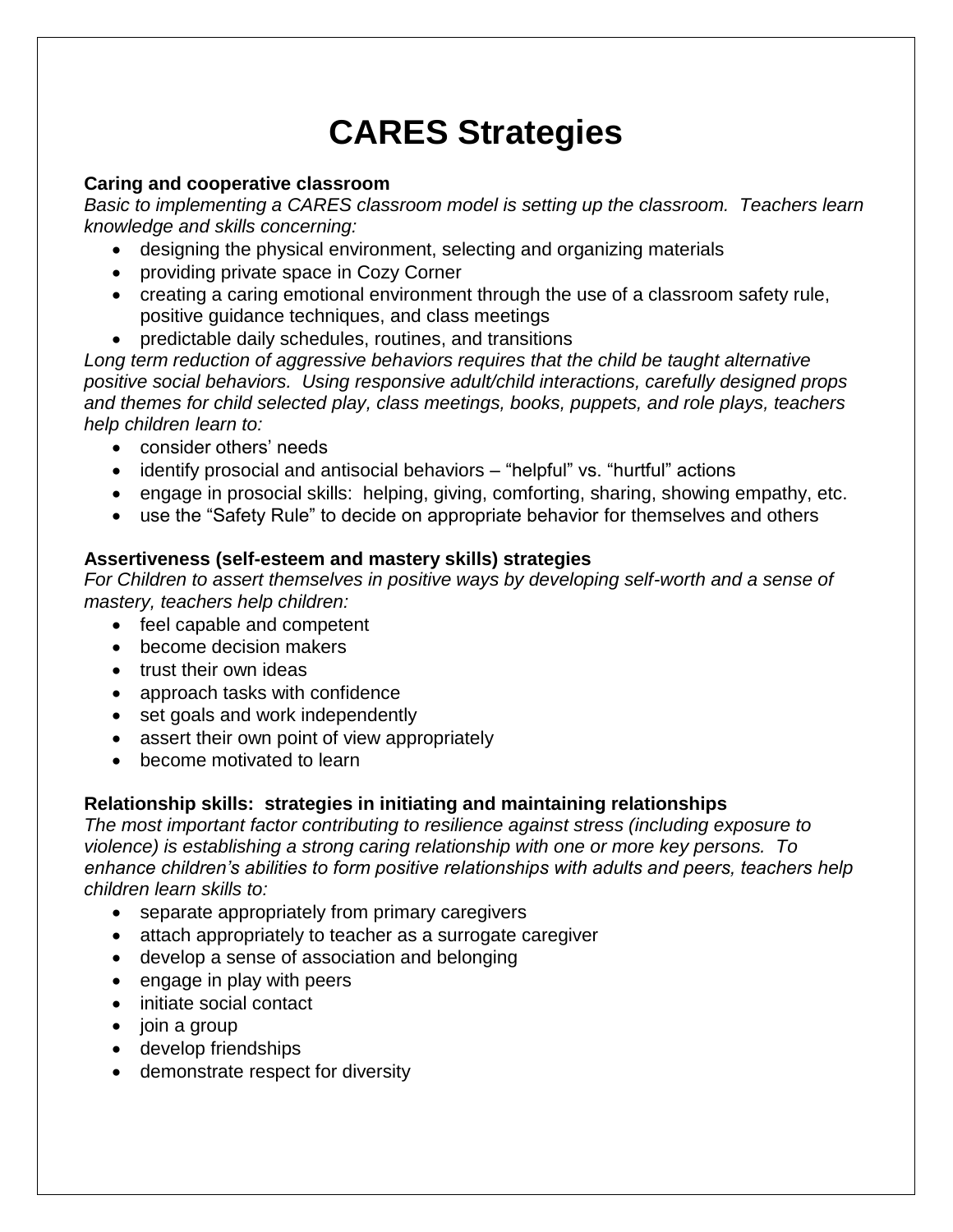# CARES Strategies

**Caring and cooperative classroom**

*Basic to implementing a CARES classroom model is setting up the classroom. Teachers learn knowledge and skills concerning:*

- designing the physical environment, selecting and organizing materials
- providing private space in Cozy Corner
- creating a caring emotional environment through the use of a classroom safety rule, positive guidance techniques, and class meetings
- predictable daily schedules, routines, and transitions

*Long term reduction of aggressive behaviors requires that the child be taught alternative positive social behaviors. Using responsive adult/child interactions, carefully designed props and themes for child selected play, class meetings, books, puppets, and role plays, teachers help children learn to:*

- consider others' needs
- identify prosocial and antisocial behaviors – "helpful" vs. "hurtful" actions
- engage in prosocial skills: helping, giving, comforting, sharing, showing empathy, etc.
- use the "Safety Rule" to decide on appropriate behavior for themselves and others

**Assertiveness (self-esteem and mastery skills) strategies**

*For Children to assert themselves in positive ways by developing self-worth and a sense of mastery, teachers help children:*

- feel capable and competent
- become decision makers
- trust their own ideas
- approach tasks with confidence
- set goals and work independently
- assert their own point of view appropriately
- become motivated to learn

**Relationship skills: strategies in initiating and maintaining relationships**

*The most important factor contributing to resilience against stress (including exposure to violence) is establishing a strong caring relationship with one or more key persons. To enhance children's abilities to form positive relationships with adults and peers, teachers help children learn skills to:*

- separate appropriately from primary caregivers
- attach appropriately to teacher as a surrogate caregiver
- develop a sense of association and belonging
- engage in play with peers
- initiate social contact
- join a group
- develop friendships
- demonstrate respect for diversity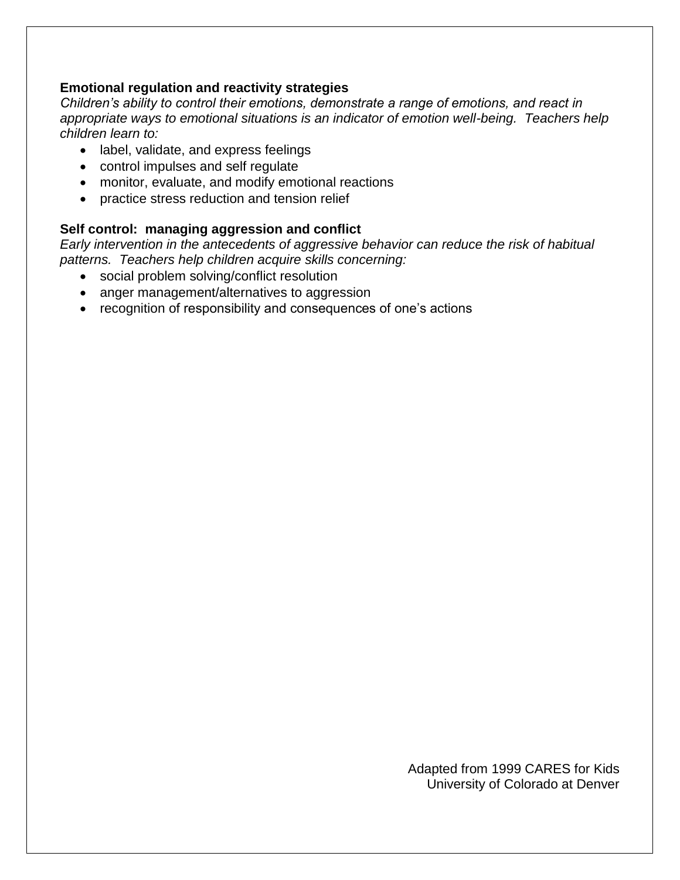**Emotional regulation and reactivity strategies**

*Children's ability to control their emotions, demonstrate a range of emotions, and react in appropriate ways to emotional situations is an indicator of emotion well-being. Teachers help children learn to:*

- label, validate, and express feelings
- control impulses and self regulate
- monitor, evaluate, and modify emotional reactions
- practice stress reduction and tension relief

**Self control: managing aggression and conflict**

*Early intervention in the antecedents of aggressive behavior can reduce the risk of habitual patterns. Teachers help children acquire skills concerning:*

- social problem solving/conflict resolution
- anger management/alternatives to aggression
- recognition of responsibility and consequences of one's actions

Adapted from 1999 CARES for Kids
University of Colorado at Denver